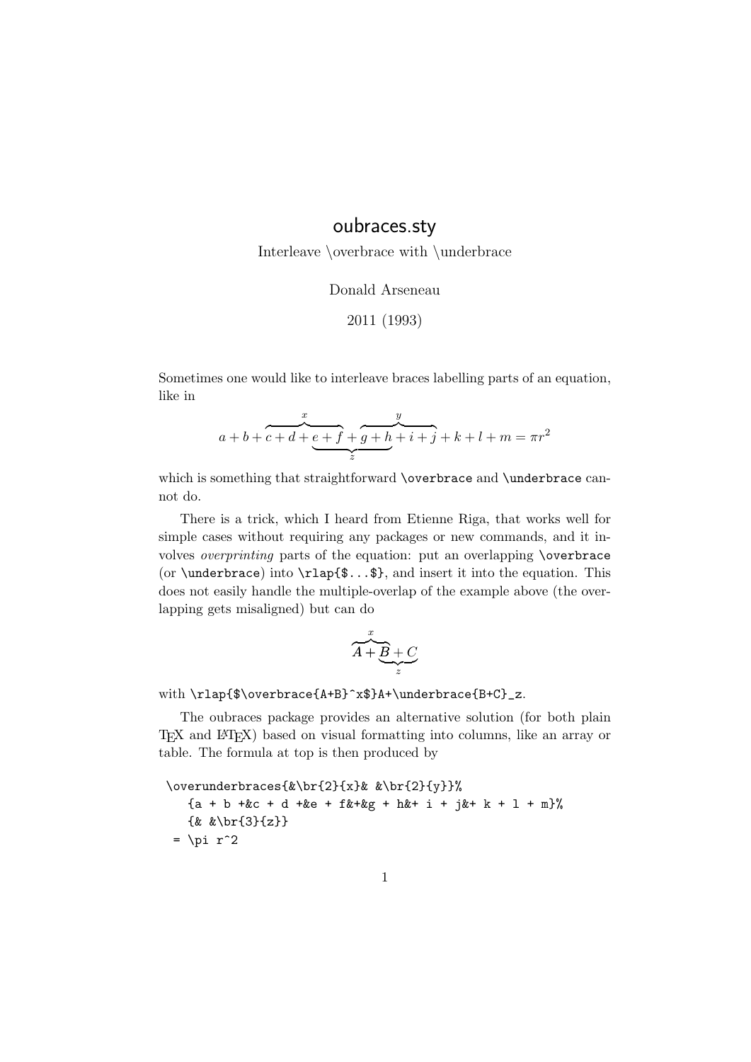# oubraces.sty

Interleave \overbrace with \underbrace

Donald Arseneau

2011 (1993)

Sometimes one would like to interleave braces labelling parts of an equation, like in

$$a + b + \overbrace{c + d + e + f}^{x} + \overbrace{g + h + i + j}^{y} + k + l + m = \pi r^2$$

(with an underbrace labelled $z$ spanning $e + f + g + h$)

which is something that straightforward `\overbrace` and `\underbrace` cannot do.

There is a trick, which I heard from Etienne Riga, that works well for simple cases without requiring any packages or new commands, and it involves *overprinting* parts of the equation: put an overlapping `\overbrace` (or `\underbrace`) into `\rlap{$...$}`, and insert it into the equation. This does not easily handle the multiple-overlap of the example above (the overlapping gets misaligned) but can do

$$\rlap{$\overbrace{A+B}^x$}A+\underbrace{B+C}_z$$

with `\rlap{$\overbrace{A+B}^x$}A+\underbrace{B+C}_z`.

The oubraces package provides an alternative solution (for both plain TEX and LATEX) based on visual formatting into columns, like an array or table. The formula at top is then produced by

```
\overunderbraces{&\br{2}{x}& &\br{2}{y}}%
   {a + b +&c + d +&e + f&+&g + h&+ i + j&+ k + l + m}%
   {& &\br{3}{z}}
 = \pi r^2
```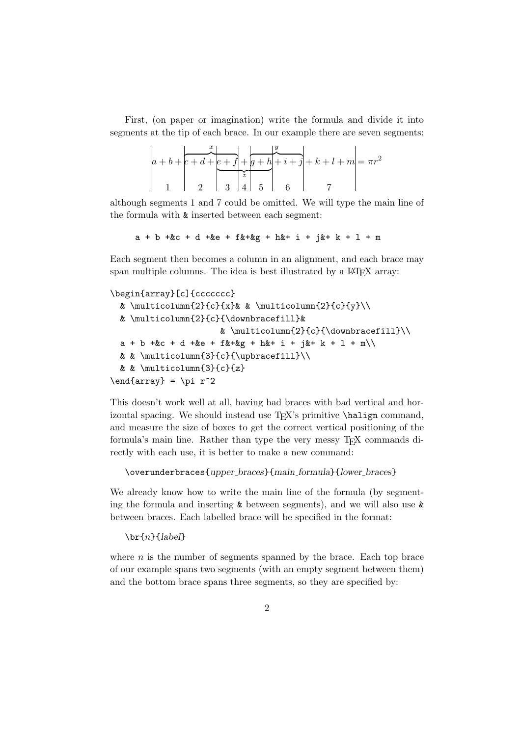First, (on paper or imagination) write the formula and divide it into segments at the tip of each brace. In our example there are seven segments:

$$\left|a+b+\left|\overbrace{c+d+\left|\underbrace{e+f}_{}\right.}^{x}\right|+\left|\overbrace{g+h\left|+i+j\right.}^{y}\right|+k+l+m\right|=\pi r^2$$

(segments numbered 1 2 3 4 5 6 7; lower brace labelled $z$ spans segments 3, 4, 5)

although segments 1 and 7 could be omitted. We will type the main line of the formula with `&` inserted between each segment:

```
a + b +&c + d +&e + f&+&g + h&+ i + j&+ k + l + m
```

Each segment then becomes a column in an alignment, and each brace may span multiple columns. The idea is best illustrated by a LaTeX array:

```
\begin{array}[c]{ccccccc}
  & \multicolumn{2}{c}{x}& & \multicolumn{2}{c}{y}\\
  & \multicolumn{2}{c}{\downbracefill}&
                     & \multicolumn{2}{c}{\downbracefill}\\
  a + b +&c + d +&e + f&+&g + h&+ i + j&+ k + l + m\\
  & & \multicolumn{3}{c}{\upbracefill}\\
  & & \multicolumn{3}{c}{z}
\end{array} = \pi r^2
```

This doesn't work well at all, having bad braces with bad vertical and horizontal spacing. We should instead use TeX's primitive `\halign` command, and measure the size of boxes to get the correct vertical positioning of the formula's main line. Rather than type the very messy TeX commands directly with each use, it is better to make a new command:

`\overunderbraces{`*upper_braces*`}{`*main_formula*`}{`*lower_braces*`}`

We already know how to write the main line of the formula (by segmenting the formula and inserting `&` between segments), and we will also use `&` between braces. Each labelled brace will be specified in the format:

`\br{`*n*`}{`*label*`}`

where $n$ is the number of segments spanned by the brace. Each top brace of our example spans two segments (with an empty segment between them) and the bottom brace spans three segments, so they are specified by: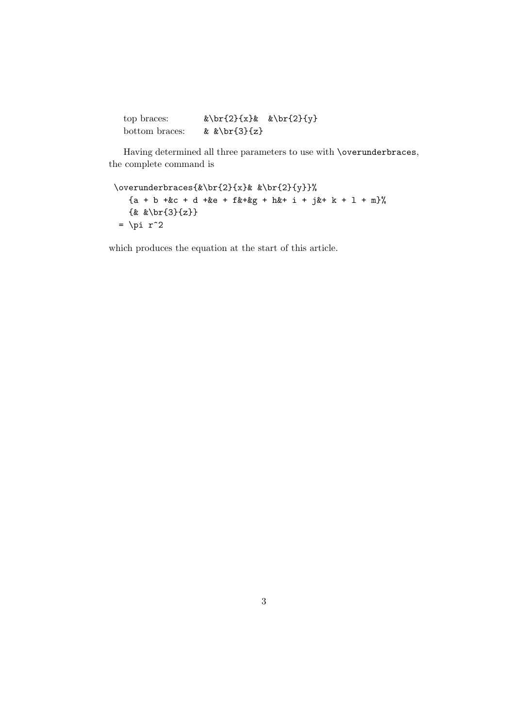| | |
|---|---|
| top braces: | `&\br{2}{x}&  &\br{2}{y}` |
| bottom braces: | `& &\br{3}{z}` |

Having determined all three parameters to use with `\overunderbraces`, the complete command is

```
\overunderbraces{&\br{2}{x}& &\br{2}{y}}%
   {a + b +&c + d +&e + f&+&g + h&+ i + j&+ k + l + m}%
   {& &\br{3}{z}}
 = \pi r^2
```

which produces the equation at the start of this article.